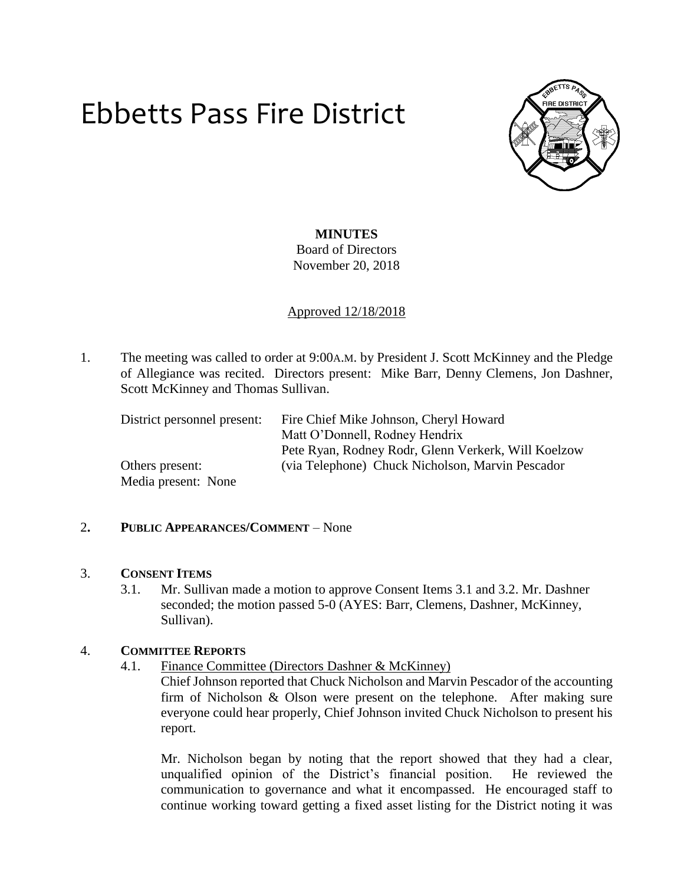# Ebbetts Pass Fire District

**MINUTES**

Board of Directors

November 20, 2018

Approved 12/18/2018

1. The meeting was called to order at 9:00A.M. by President J. Scott McKinney and the Pledge of Allegiance was recited. Directors present: Mike Barr, Denny Clemens, Jon Dashner, Scott McKinney and Thomas Sullivan.

| | |
|---|---|
| District personnel present: | Fire Chief Mike Johnson, Cheryl Howard |
| | Matt O'Donnell, Rodney Hendrix |
| | Pete Ryan, Rodney Rodr, Glenn Verkerk, Will Koelzow |
| Others present: | (via Telephone) Chuck Nicholson, Marvin Pescador |
| Media present: None | |

2. **PUBLIC APPEARANCES/COMMENT** – None

3. **CONSENT ITEMS**

   3.1. Mr. Sullivan made a motion to approve Consent Items 3.1 and 3.2. Mr. Dashner seconded; the motion passed 5-0 (AYES: Barr, Clemens, Dashner, McKinney, Sullivan).

4. **COMMITTEE REPORTS**

   4.1. Finance Committee (Directors Dashner & McKinney)

   Chief Johnson reported that Chuck Nicholson and Marvin Pescador of the accounting firm of Nicholson & Olson were present on the telephone. After making sure everyone could hear properly, Chief Johnson invited Chuck Nicholson to present his report.

   Mr. Nicholson began by noting that the report showed that they had a clear, unqualified opinion of the District's financial position. He reviewed the communication to governance and what it encompassed. He encouraged staff to continue working toward getting a fixed asset listing for the District noting it was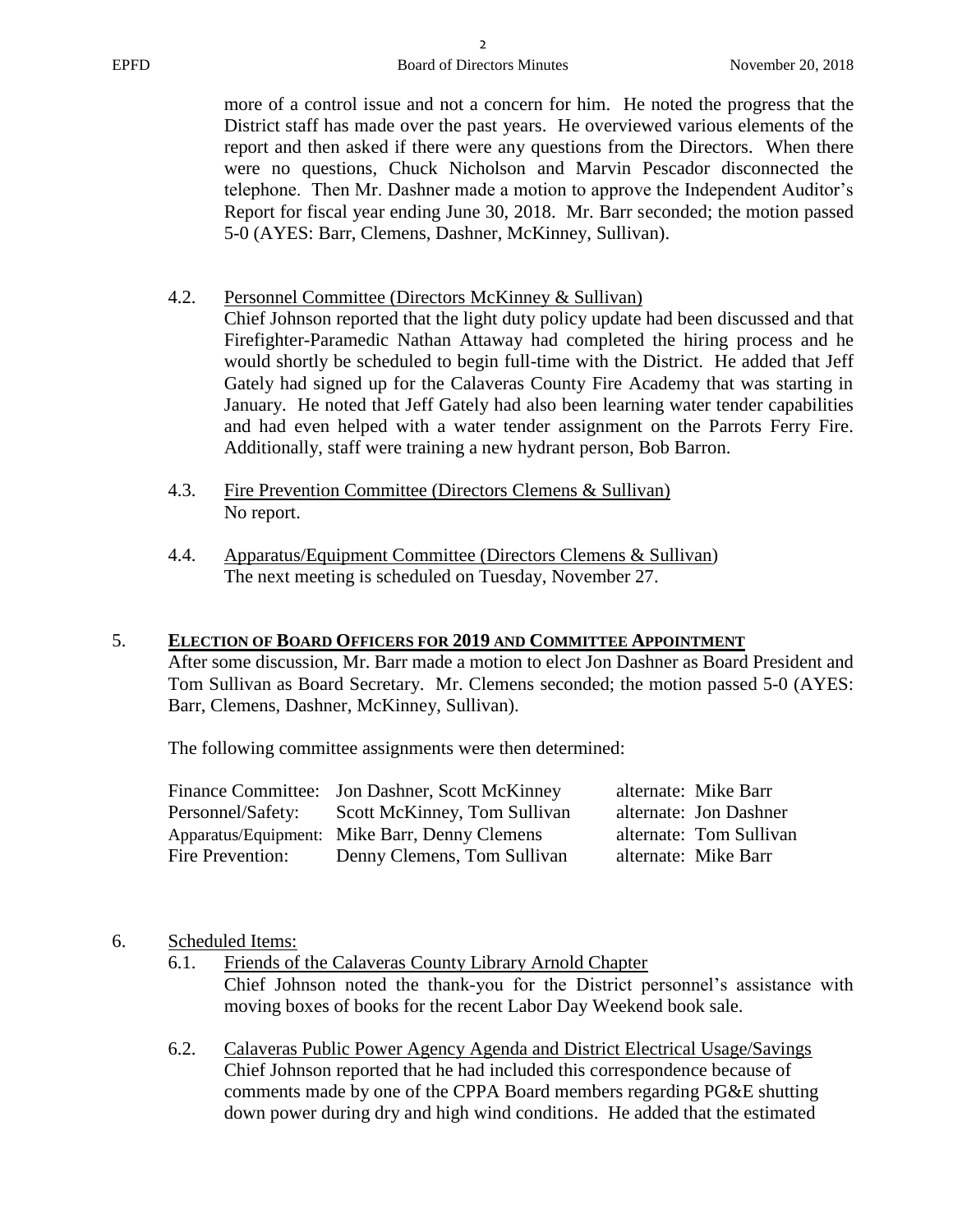more of a control issue and not a concern for him. He noted the progress that the District staff has made over the past years. He overviewed various elements of the report and then asked if there were any questions from the Directors. When there were no questions, Chuck Nicholson and Marvin Pescador disconnected the telephone. Then Mr. Dashner made a motion to approve the Independent Auditor's Report for fiscal year ending June 30, 2018. Mr. Barr seconded; the motion passed 5-0 (AYES: Barr, Clemens, Dashner, McKinney, Sullivan).

4.2. Personnel Committee (Directors McKinney & Sullivan)
Chief Johnson reported that the light duty policy update had been discussed and that Firefighter-Paramedic Nathan Attaway had completed the hiring process and he would shortly be scheduled to begin full-time with the District. He added that Jeff Gately had signed up for the Calaveras County Fire Academy that was starting in January. He noted that Jeff Gately had also been learning water tender capabilities and had even helped with a water tender assignment on the Parrots Ferry Fire. Additionally, staff were training a new hydrant person, Bob Barron.

4.3. Fire Prevention Committee (Directors Clemens & Sullivan)
No report.

4.4. Apparatus/Equipment Committee (Directors Clemens & Sullivan)
The next meeting is scheduled on Tuesday, November 27.

## 5. ELECTION OF BOARD OFFICERS FOR 2019 AND COMMITTEE APPOINTMENT

After some discussion, Mr. Barr made a motion to elect Jon Dashner as Board President and Tom Sullivan as Board Secretary. Mr. Clemens seconded; the motion passed 5-0 (AYES: Barr, Clemens, Dashner, McKinney, Sullivan).

The following committee assignments were then determined:

| | | |
|---|---|---|
| Finance Committee: | Jon Dashner, Scott McKinney | alternate: Mike Barr |
| Personnel/Safety: | Scott McKinney, Tom Sullivan | alternate: Jon Dashner |
| Apparatus/Equipment: | Mike Barr, Denny Clemens | alternate: Tom Sullivan |
| Fire Prevention: | Denny Clemens, Tom Sullivan | alternate: Mike Barr |

## 6. Scheduled Items:

6.1. Friends of the Calaveras County Library Arnold Chapter
Chief Johnson noted the thank-you for the District personnel's assistance with moving boxes of books for the recent Labor Day Weekend book sale.

6.2. Calaveras Public Power Agency Agenda and District Electrical Usage/Savings
Chief Johnson reported that he had included this correspondence because of comments made by one of the CPPA Board members regarding PG&E shutting down power during dry and high wind conditions. He added that the estimated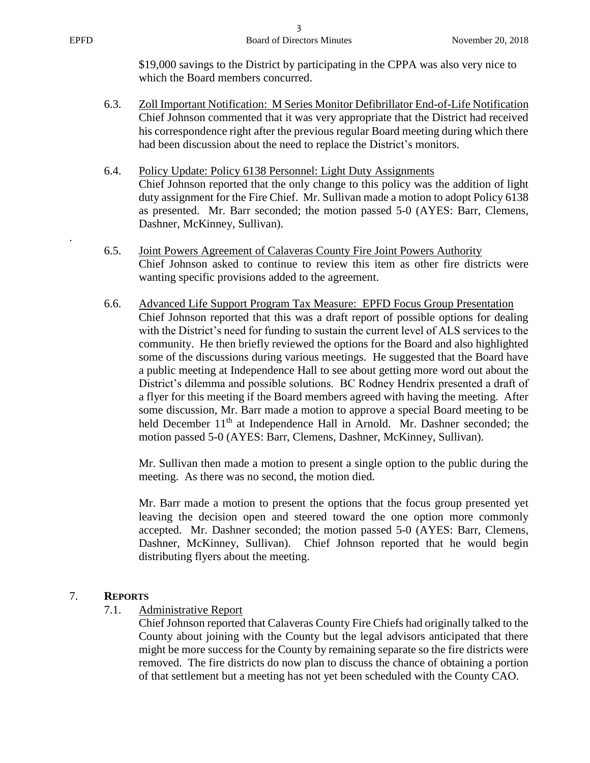$19,000 savings to the District by participating in the CPPA was also very nice to which the Board members concurred.

6.3. Zoll Important Notification: M Series Monitor Defibrillator End-of-Life Notification
Chief Johnson commented that it was very appropriate that the District had received his correspondence right after the previous regular Board meeting during which there had been discussion about the need to replace the District's monitors.

6.4. Policy Update: Policy 6138 Personnel: Light Duty Assignments
Chief Johnson reported that the only change to this policy was the addition of light duty assignment for the Fire Chief. Mr. Sullivan made a motion to adopt Policy 6138 as presented. Mr. Barr seconded; the motion passed 5-0 (AYES: Barr, Clemens, Dashner, McKinney, Sullivan).

6.5. Joint Powers Agreement of Calaveras County Fire Joint Powers Authority
Chief Johnson asked to continue to review this item as other fire districts were wanting specific provisions added to the agreement.

6.6. Advanced Life Support Program Tax Measure: EPFD Focus Group Presentation
Chief Johnson reported that this was a draft report of possible options for dealing with the District's need for funding to sustain the current level of ALS services to the community. He then briefly reviewed the options for the Board and also highlighted some of the discussions during various meetings. He suggested that the Board have a public meeting at Independence Hall to see about getting more word out about the District's dilemma and possible solutions. BC Rodney Hendrix presented a draft of a flyer for this meeting if the Board members agreed with having the meeting. After some discussion, Mr. Barr made a motion to approve a special Board meeting to be held December 11th at Independence Hall in Arnold. Mr. Dashner seconded; the motion passed 5-0 (AYES: Barr, Clemens, Dashner, McKinney, Sullivan).

Mr. Sullivan then made a motion to present a single option to the public during the meeting. As there was no second, the motion died.

Mr. Barr made a motion to present the options that the focus group presented yet leaving the decision open and steered toward the one option more commonly accepted. Mr. Dashner seconded; the motion passed 5-0 (AYES: Barr, Clemens, Dashner, McKinney, Sullivan). Chief Johnson reported that he would begin distributing flyers about the meeting.

7. **REPORTS**

7.1. Administrative Report
Chief Johnson reported that Calaveras County Fire Chiefs had originally talked to the County about joining with the County but the legal advisors anticipated that there might be more success for the County by remaining separate so the fire districts were removed. The fire districts do now plan to discuss the chance of obtaining a portion of that settlement but a meeting has not yet been scheduled with the County CAO.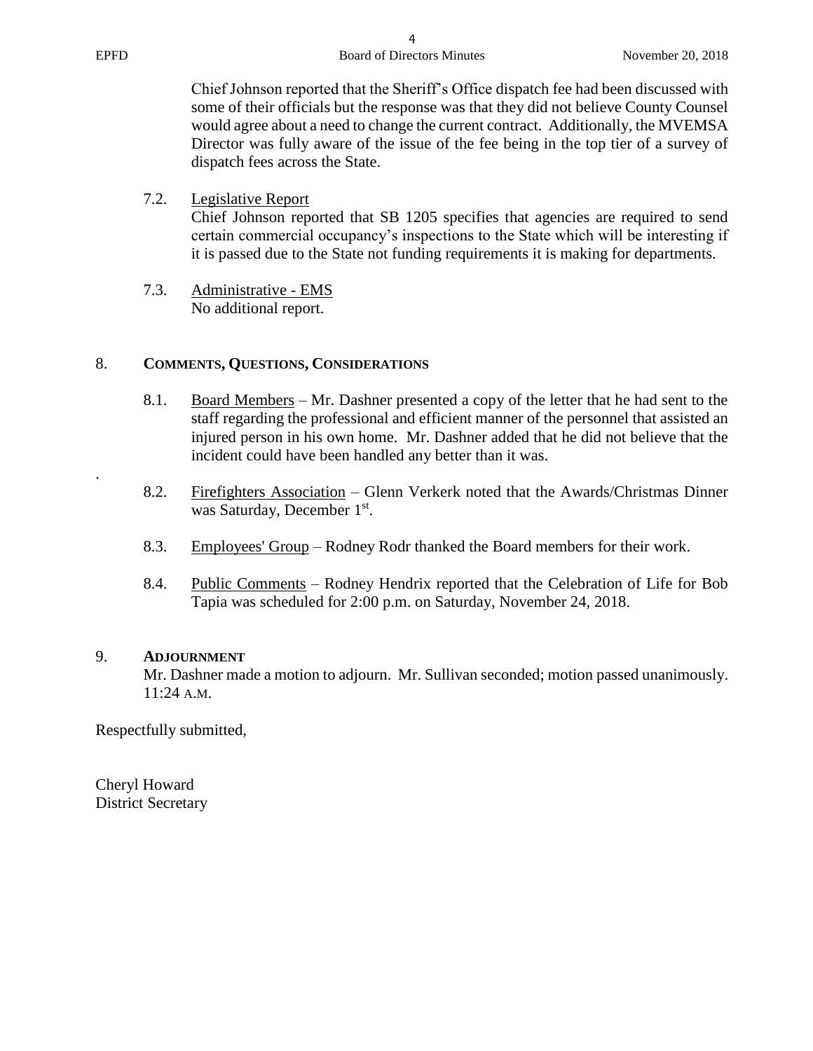Chief Johnson reported that the Sheriff's Office dispatch fee had been discussed with some of their officials but the response was that they did not believe County Counsel would agree about a need to change the current contract. Additionally, the MVEMSA Director was fully aware of the issue of the fee being in the top tier of a survey of dispatch fees across the State.

7.2. Legislative Report
Chief Johnson reported that SB 1205 specifies that agencies are required to send certain commercial occupancy's inspections to the State which will be interesting if it is passed due to the State not funding requirements it is making for departments.

7.3. Administrative - EMS
No additional report.

## 8. COMMENTS, QUESTIONS, CONSIDERATIONS

8.1. Board Members – Mr. Dashner presented a copy of the letter that he had sent to the staff regarding the professional and efficient manner of the personnel that assisted an injured person in his own home. Mr. Dashner added that he did not believe that the incident could have been handled any better than it was.

8.2. Firefighters Association – Glenn Verkerk noted that the Awards/Christmas Dinner was Saturday, December 1st.

8.3. Employees' Group – Rodney Rodr thanked the Board members for their work.

8.4. Public Comments – Rodney Hendrix reported that the Celebration of Life for Bob Tapia was scheduled for 2:00 p.m. on Saturday, November 24, 2018.

## 9. ADJOURNMENT

Mr. Dashner made a motion to adjourn. Mr. Sullivan seconded; motion passed unanimously. 11:24 A.M.

Respectfully submitted,

Cheryl Howard
District Secretary